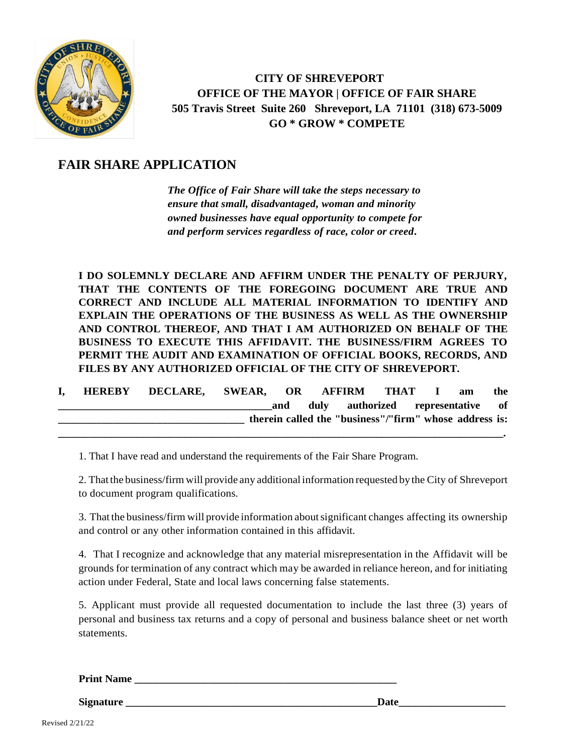**CITY OF SHREVEPORT**
**OFFICE OF THE MAYOR | OFFICE OF FAIR SHARE**
**505 Travis Street Suite 260 Shreveport, LA 71101 (318) 673-5009**
**GO * GROW * COMPETE**

# FAIR SHARE APPLICATION

***The Office of Fair Share will take the steps necessary to ensure that small, disadvantaged, woman and minority owned businesses have equal opportunity to compete for and perform services regardless of race, color or creed.***

**I DO SOLEMNLY DECLARE AND AFFIRM UNDER THE PENALTY OF PERJURY, THAT THE CONTENTS OF THE FOREGOING DOCUMENT ARE TRUE AND CORRECT AND INCLUDE ALL MATERIAL INFORMATION TO IDENTIFY AND EXPLAIN THE OPERATIONS OF THE BUSINESS AS WELL AS THE OWNERSHIP AND CONTROL THEREOF, AND THAT I AM AUTHORIZED ON BEHALF OF THE BUSINESS TO EXECUTE THIS AFFIDAVIT. THE BUSINESS/FIRM AGREES TO PERMIT THE AUDIT AND EXAMINATION OF OFFICIAL BOOKS, RECORDS, AND FILES BY ANY AUTHORIZED OFFICIAL OF THE CITY OF SHREVEPORT.**

**I, HEREBY DECLARE, SWEAR, OR AFFIRM THAT I am the ________________________________________and duly authorized representative of ___________________________________ therein called the "business"/"firm" whose address is: _________________________________________________________________________________.**

1. That I have read and understand the requirements of the Fair Share Program.

2. That the business/firm will provide any additional information requested by the City of Shreveport to document program qualifications.

3. That the business/firm will provide information about significant changes affecting its ownership and control or any other information contained in this affidavit.

4. That I recognize and acknowledge that any material misrepresentation in the Affidavit will be grounds for termination of any contract which may be awarded in reliance hereon, and for initiating action under Federal, State and local laws concerning false statements.

5. Applicant must provide all requested documentation to include the last three (3) years of personal and business tax returns and a copy of personal and business balance sheet or net worth statements.

**Print Name** __________________________________________________

**Signature** ________________________________________________**Date**____________________

Revised 2/21/22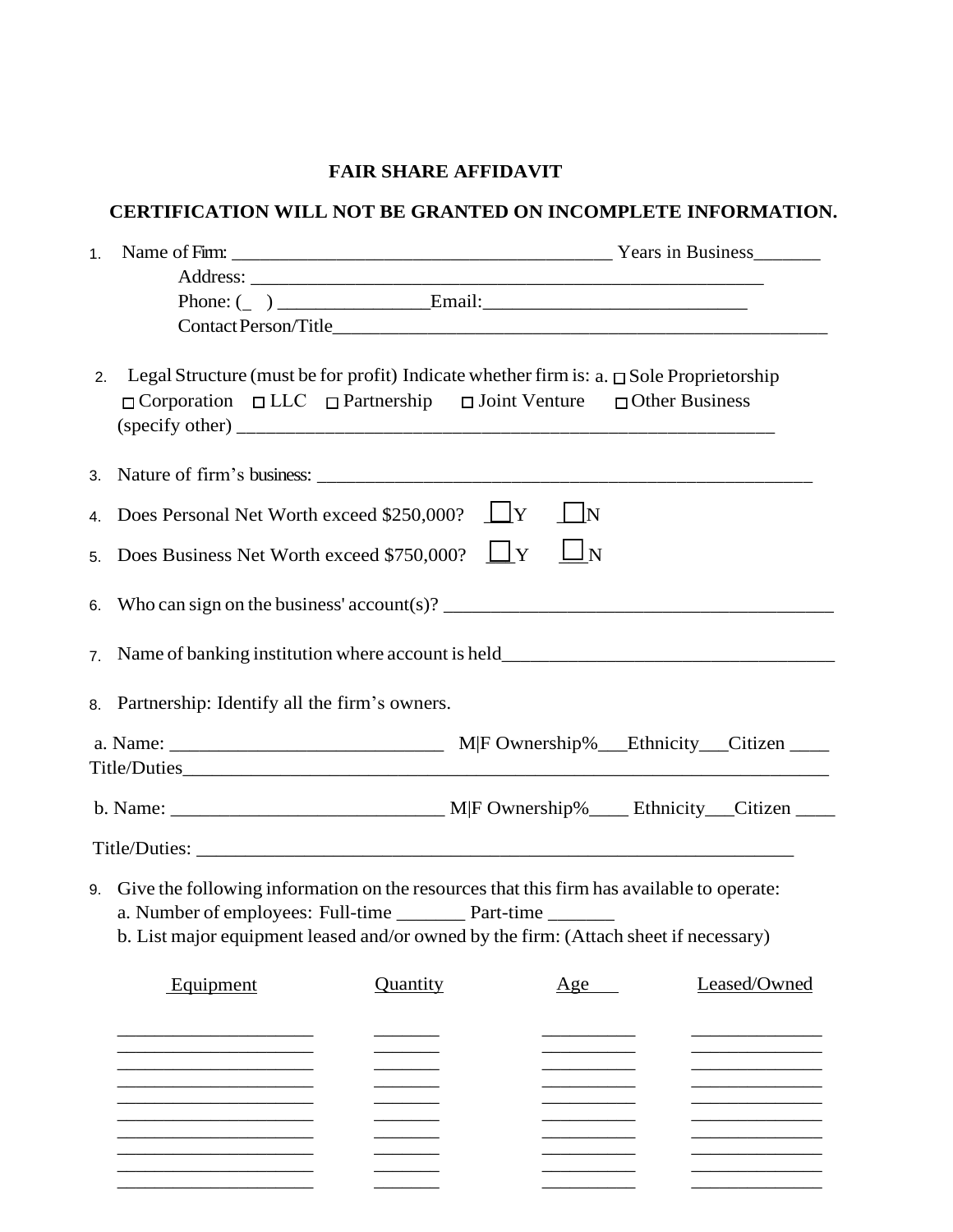# FAIR SHARE AFFIDAVIT

**CERTIFICATION WILL NOT BE GRANTED ON INCOMPLETE INFORMATION.**

1. Name of Firm: ________________________________________ Years in Business_______
   Address: _______________________________________________________
   Phone: (_ ) ________________Email:___________________________
   Contact Person/Title_____________________________________________________

2. Legal Structure (must be for profit) Indicate whether firm is: a. ☐ Sole Proprietorship
   ☐ Corporation ☐ LLC ☐ Partnership ☐ Joint Venture ☐ Other Business
   (specify other) ___________________________________________________________

3. Nature of firm's business: _______________________________________________________

4. Does Personal Net Worth exceed $250,000? ☐Y ☐N

5. Does Business Net Worth exceed $750,000? ☐Y ☐N

6. Who can sign on the business' account(s)? _________________________________________

7. Name of banking institution where account is held___________________________________

8. Partnership: Identify all the firm's owners.

a. Name: ____________________________ M|F Ownership%___Ethnicity___Citizen ____
Title/Duties_______________________________________________________________________

b. Name: ____________________________ M|F Ownership%____ Ethnicity___Citizen ____

Title/Duties: _____________________________________________________________

9. Give the following information on the resources that this firm has available to operate:
   a. Number of employees: Full-time _______ Part-time _______
   b. List major equipment leased and/or owned by the firm: (Attach sheet if necessary)

| Equipment | Quantity | Age | Leased/Owned |
|---|---|---|---|
| | | | |
| | | | |
| | | | |
| | | | |
| | | | |
| | | | |
| | | | |
| | | | |
| | | | |
| | | | |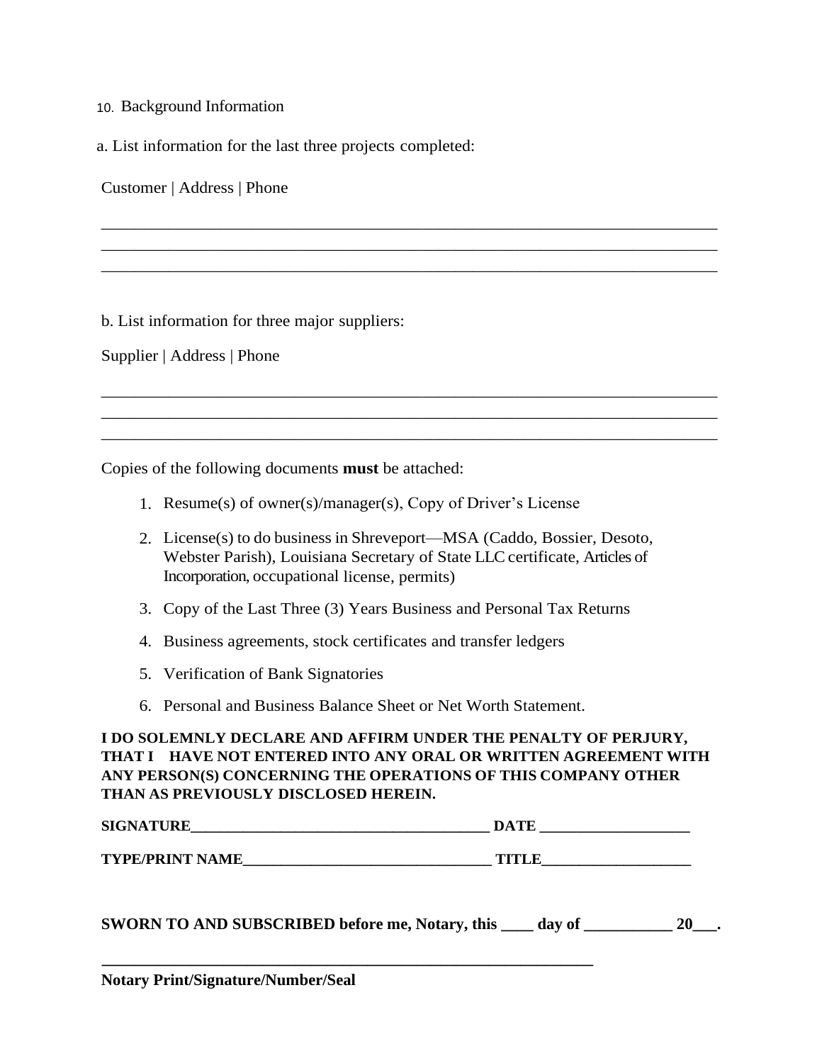10. Background Information

a. List information for the last three projects completed:

Customer | Address | Phone

___________________________________________________________________________
___________________________________________________________________________
___________________________________________________________________________

b. List information for three major suppliers:

Supplier | Address | Phone

___________________________________________________________________________
___________________________________________________________________________
___________________________________________________________________________

Copies of the following documents **must** be attached:

1. Resume(s) of owner(s)/manager(s), Copy of Driver's License
2. License(s) to do business in Shreveport—MSA (Caddo, Bossier, Desoto, Webster Parish), Louisiana Secretary of State LLC certificate, Articles of Incorporation, occupational license, permits)
3. Copy of the Last Three (3) Years Business and Personal Tax Returns
4. Business agreements, stock certificates and transfer ledgers
5. Verification of Bank Signatories
6. Personal and Business Balance Sheet or Net Worth Statement.

**I DO SOLEMNLY DECLARE AND AFFIRM UNDER THE PENALTY OF PERJURY, THAT I HAVE NOT ENTERED INTO ANY ORAL OR WRITTEN AGREEMENT WITH ANY PERSON(S) CONCERNING THE OPERATIONS OF THIS COMPANY OTHER THAN AS PREVIOUSLY DISCLOSED HEREIN.**

**SIGNATURE**________________________________________ **DATE** ___________________

**TYPE/PRINT NAME**________________________________ **TITLE**___________________

**SWORN TO AND SUBSCRIBED before me, Notary, this ____ day of ___________ 20___.**

_________________________________________________________________

**Notary Print/Signature/Number/Seal**